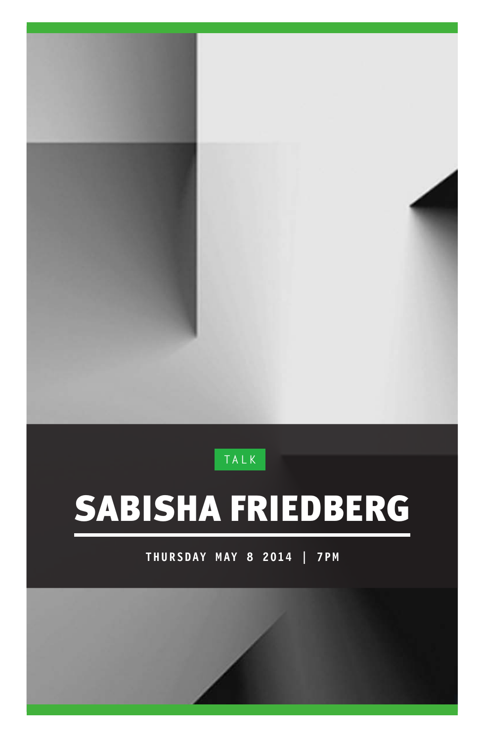TALK

# SABISHA FRIEDBERG

**THURSDAY MAY 8 2014 | 7PM**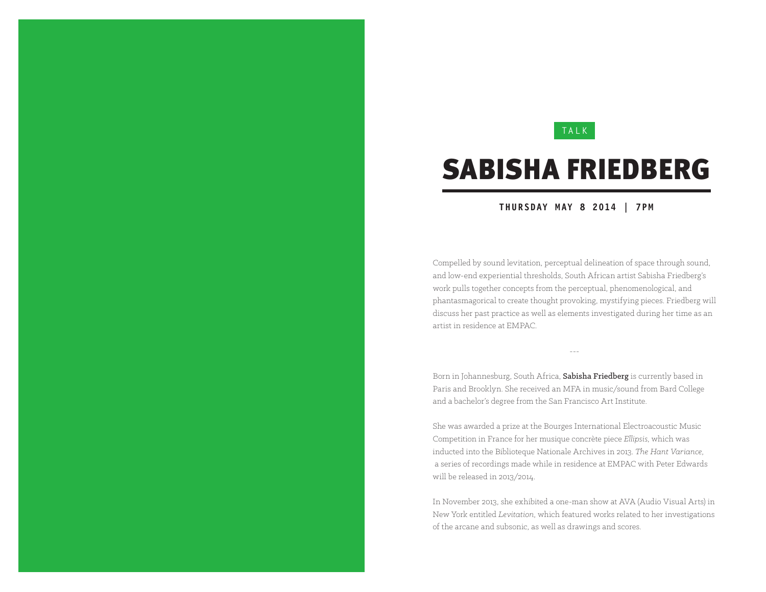TALK

# SABISHA FRIEDBERG

**THURSDAY MAY 8 2014 | 7PM**

Compelled by sound levitation, perceptual delineation of space through sound, and low-end experiential thresholds, South African artist Sabisha Friedberg's work pulls together concepts from the perceptual, phenomenological, and phantasmagorical to create thought provoking, mystifying pieces. Friedberg will discuss her past practice as well as elements investigated during her time as an artist in residence at EMPAC.

---

Born in Johannesburg, South Africa, **Sabisha Friedberg** is currently based in Paris and Brooklyn. She received an MFA in music/sound from Bard College and a bachelor's degree from the San Francisco Art Institute.

She was awarded a prize at the Bourges International Electroacoustic Music Competition in France for her musique concrète piece *Ellipsis*, which was inducted into the Biblioteque Nationale Archives in 2013. *The Hant Variance*, a series of recordings made while in residence at EMPAC with Peter Edwards will be released in 2013/2014.

In November 2013, she exhibited a one-man show at AVA (Audio Visual Arts) in New York entitled *Levitation*, which featured works related to her investigations of the arcane and subsonic, as well as drawings and scores.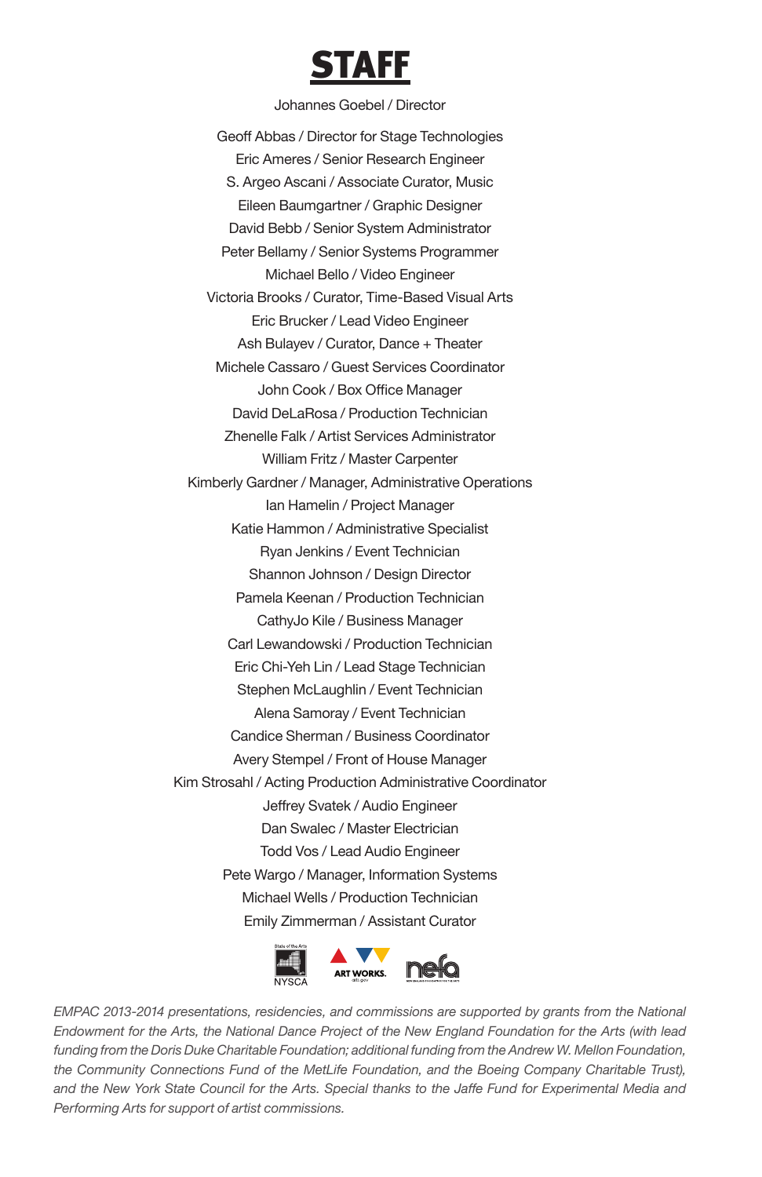# STAFF

Johannes Goebel / Director

Geoff Abbas / Director for Stage Technologies
Eric Ameres / Senior Research Engineer
S. Argeo Ascani / Associate Curator, Music
Eileen Baumgartner / Graphic Designer
David Bebb / Senior System Administrator
Peter Bellamy / Senior Systems Programmer
Michael Bello / Video Engineer
Victoria Brooks / Curator, Time-Based Visual Arts
Eric Brucker / Lead Video Engineer
Ash Bulayev / Curator, Dance + Theater
Michele Cassaro / Guest Services Coordinator
John Cook / Box Office Manager
David DeLaRosa / Production Technician
Zhenelle Falk / Artist Services Administrator
William Fritz / Master Carpenter
Kimberly Gardner / Manager, Administrative Operations
Ian Hamelin / Project Manager
Katie Hammon / Administrative Specialist
Ryan Jenkins / Event Technician
Shannon Johnson / Design Director
Pamela Keenan / Production Technician
CathyJo Kile / Business Manager
Carl Lewandowski / Production Technician
Eric Chi-Yeh Lin / Lead Stage Technician
Stephen McLaughlin / Event Technician
Alena Samoray / Event Technician
Candice Sherman / Business Coordinator
Avery Stempel / Front of House Manager
Kim Strosahl / Acting Production Administrative Coordinator
Jeffrey Svatek / Audio Engineer
Dan Swalec / Master Electrician
Todd Vos / Lead Audio Engineer
Pete Wargo / Manager, Information Systems
Michael Wells / Production Technician
Emily Zimmerman / Assistant Curator

*EMPAC 2013-2014 presentations, residencies, and commissions are supported by grants from the National Endowment for the Arts, the National Dance Project of the New England Foundation for the Arts (with lead funding from the Doris Duke Charitable Foundation; additional funding from the Andrew W. Mellon Foundation, the Community Connections Fund of the MetLife Foundation, and the Boeing Company Charitable Trust), and the New York State Council for the Arts. Special thanks to the Jaffe Fund for Experimental Media and Performing Arts for support of artist commissions.*